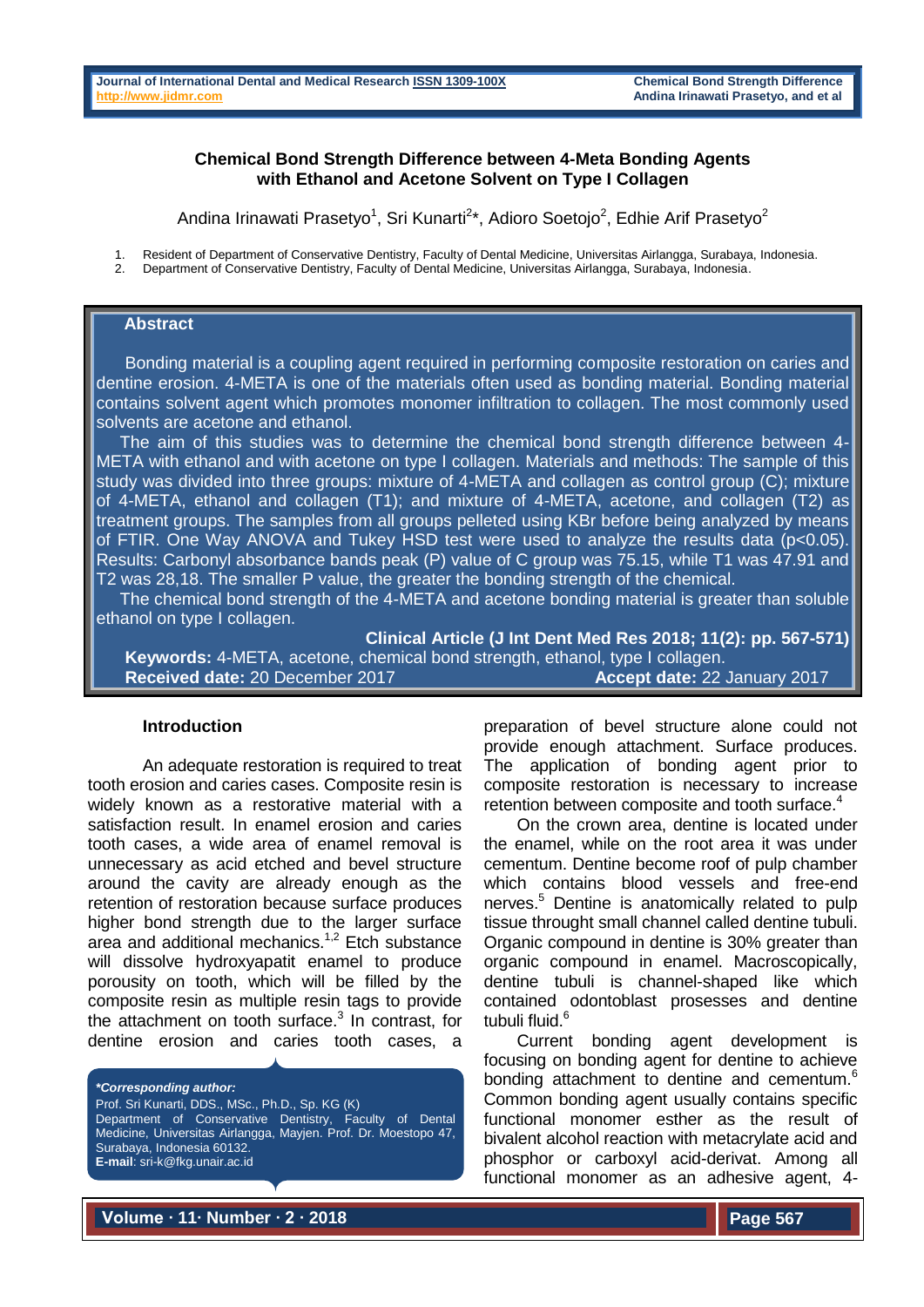# Chemical Bond Strength Difference between 4-Meta Bonding Agents with Ethanol and Acetone Solvent on Type I Collagen

Andina Irinawati Prasetyo[1], Sri Kunarti[2]*, Adioro Soetojo[2], Edhie Arif Prasetyo[2]

1. Resident of Department of Conservative Dentistry, Faculty of Dental Medicine, Universitas Airlangga, Surabaya, Indonesia.
2. Department of Conservative Dentistry, Faculty of Dental Medicine, Universitas Airlangga, Surabaya, Indonesia.

## Abstract

Bonding material is a coupling agent required in performing composite restoration on caries and dentine erosion. 4-META is one of the materials often used as bonding material. Bonding material contains solvent agent which promotes monomer infiltration to collagen. The most commonly used solvents are acetone and ethanol.

The aim of this studies was to determine the chemical bond strength difference between 4-META with ethanol and with acetone on type I collagen. Materials and methods: The sample of this study was divided into three groups: mixture of 4-META and collagen as control group (C); mixture of 4-META, ethanol and collagen (T1); and mixture of 4-META, acetone, and collagen (T2) as treatment groups. The samples from all groups pelleted using KBr before being analyzed by means of FTIR. One Way ANOVA and Tukey HSD test were used to analyze the results data ($p<0.05$). Results: Carbonyl absorbance bands peak (P) value of C group was 75.15, while T1 was 47.91 and T2 was 28,18. The smaller P value, the greater the bonding strength of the chemical.

The chemical bond strength of the 4-META and acetone bonding material is greater than soluble ethanol on type I collagen.

**Clinical Article (J Int Dent Med Res 2018; 11(2): pp. 567-571)**

**Keywords:** 4-META, acetone, chemical bond strength, ethanol, type I collagen.

**Received date:** 20 December 2017 **Accept date:** 22 January 2017

## Introduction

An adequate restoration is required to treat tooth erosion and caries cases. Composite resin is widely known as a restorative material with a satisfaction result. In enamel erosion and caries tooth cases, a wide area of enamel removal is unnecessary as acid etched and bevel structure around the cavity are already enough as the retention of restoration because surface produces higher bond strength due to the larger surface area and additional mechanics.[1,2] Etch substance will dissolve hydroxyapatit enamel to produce porousity on tooth, which will be filled by the composite resin as multiple resin tags to provide the attachment on tooth surface.[3] In contrast, for dentine erosion and caries tooth cases, a preparation of bevel structure alone could not provide enough attachment. Surface produces. The application of bonding agent prior to composite restoration is necessary to increase retention between composite and tooth surface.[4]

On the crown area, dentine is located under the enamel, while on the root area it was under cementum. Dentine become roof of pulp chamber which contains blood vessels and free-end nerves.[5] Dentine is anatomically related to pulp tissue throught small channel called dentine tubuli. Organic compound in dentine is 30% greater than organic compound in enamel. Macroscopically, dentine tubuli is channel-shaped like which contained odontoblast prosesses and dentine tubuli fluid.[6]

Current bonding agent development is focusing on bonding agent for dentine to achieve bonding attachment to dentine and cementum.[6] Common bonding agent usually contains specific functional monomer esther as the result of bivalent alcohol reaction with metacrylate acid and phosphor or carboxyl acid-derivat. Among all functional monomer as an adhesive agent, 4-

***Corresponding author:***
Prof. Sri Kunarti, DDS., MSc., Ph.D., Sp. KG (K)
Department of Conservative Dentistry, Faculty of Dental Medicine, Universitas Airlangga, Mayjen. Prof. Dr. Moestopo 47, Surabaya, Indonesia 60132.
**E-mail**: sri-k@fkg.unair.ac.id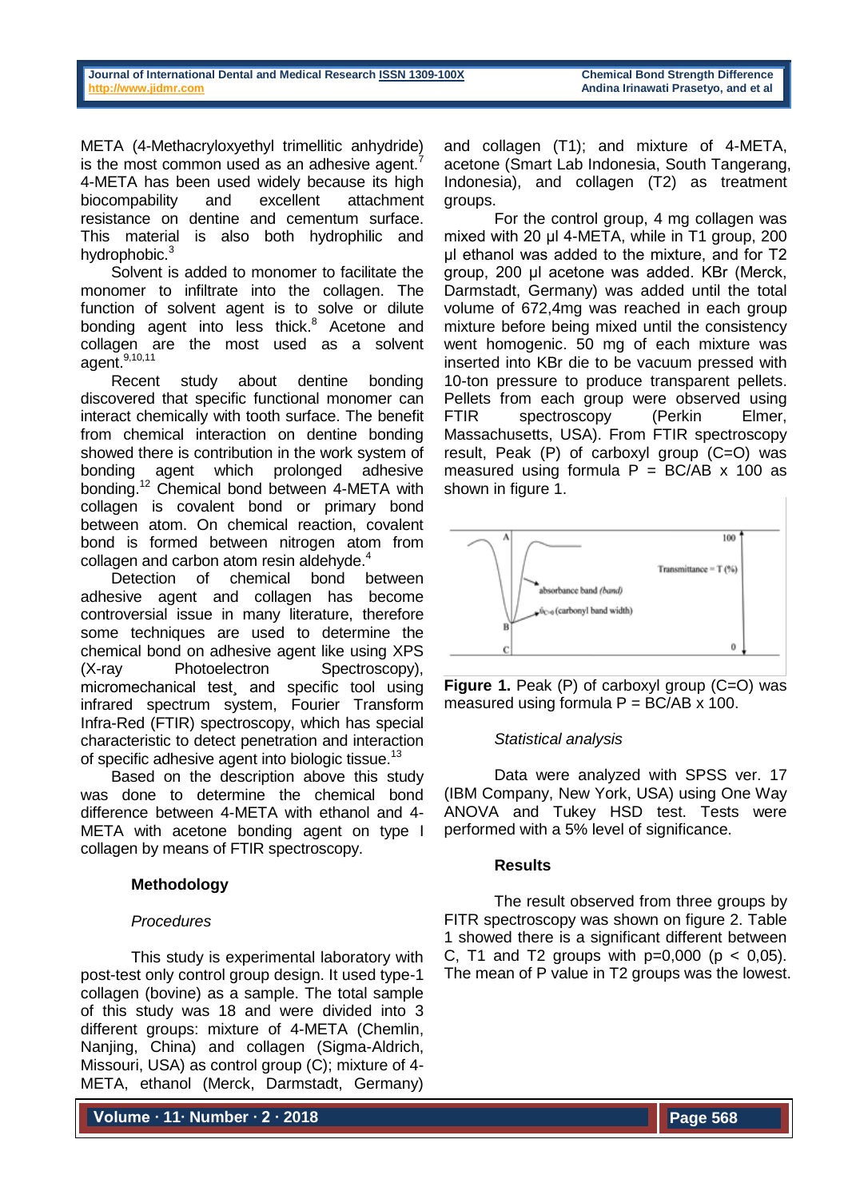META (4-Methacryloxyethyl trimellitic anhydride) is the most common used as an adhesive agent.[7] 4-META has been used widely because its high biocompability and excellent attachment resistance on dentine and cementum surface. This material is also both hydrophilic and hydrophobic.[3]

Solvent is added to monomer to facilitate the monomer to infiltrate into the collagen. The function of solvent agent is to solve or dilute bonding agent into less thick.[8] Acetone and collagen are the most used as a solvent agent.[9,10,11]

Recent study about dentine bonding discovered that specific functional monomer can interact chemically with tooth surface. The benefit from chemical interaction on dentine bonding showed there is contribution in the work system of bonding agent which prolonged adhesive bonding.[12] Chemical bond between 4-META with collagen is covalent bond or primary bond between atom. On chemical reaction, covalent bond is formed between nitrogen atom from collagen and carbon atom resin aldehyde.[4]

Detection of chemical bond between adhesive agent and collagen has become controversial issue in many literature, therefore some techniques are used to determine the chemical bond on adhesive agent like using XPS (X-ray Photoelectron Spectroscopy), micromechanical test, and specific tool using infrared spectrum system, Fourier Transform Infra-Red (FTIR) spectroscopy, which has special characteristic to detect penetration and interaction of specific adhesive agent into biologic tissue.[13]

Based on the description above this study was done to determine the chemical bond difference between 4-META with ethanol and 4-META with acetone bonding agent on type I collagen by means of FTIR spectroscopy.

## Methodology

### *Procedures*

This study is experimental laboratory with post-test only control group design. It used type-1 collagen (bovine) as a sample. The total sample of this study was 18 and were divided into 3 different groups: mixture of 4-META (Chemlin, Nanjing, China) and collagen (Sigma-Aldrich, Missouri, USA) as control group (C); mixture of 4-META, ethanol (Merck, Darmstadt, Germany) and collagen (T1); and mixture of 4-META, acetone (Smart Lab Indonesia, South Tangerang, Indonesia), and collagen (T2) as treatment groups.

For the control group, 4 mg collagen was mixed with 20 μl 4-META, while in T1 group, 200 μl ethanol was added to the mixture, and for T2 group, 200 μl acetone was added. KBr (Merck, Darmstadt, Germany) was added until the total volume of 672,4mg was reached in each group mixture before being mixed until the consistency went homogenic. 50 mg of each mixture was inserted into KBr die to be vacuum pressed with 10-ton pressure to produce transparent pellets. Pellets from each group were observed using FTIR spectroscopy (Perkin Elmer, Massachusetts, USA). From FTIR spectroscopy result, Peak (P) of carboxyl group (C=O) was measured using formula P = BC/AB x 100 as shown in figure 1.

**Figure 1.** Peak (P) of carboxyl group (C=O) was measured using formula P = BC/AB x 100.

### *Statistical analysis*

Data were analyzed with SPSS ver. 17 (IBM Company, New York, USA) using One Way ANOVA and Tukey HSD test. Tests were performed with a 5% level of significance.

## Results

The result observed from three groups by FITR spectroscopy was shown on figure 2. Table 1 showed there is a significant different between C, T1 and T2 groups with p=0,000 ($p < 0,05$). The mean of P value in T2 groups was the lowest.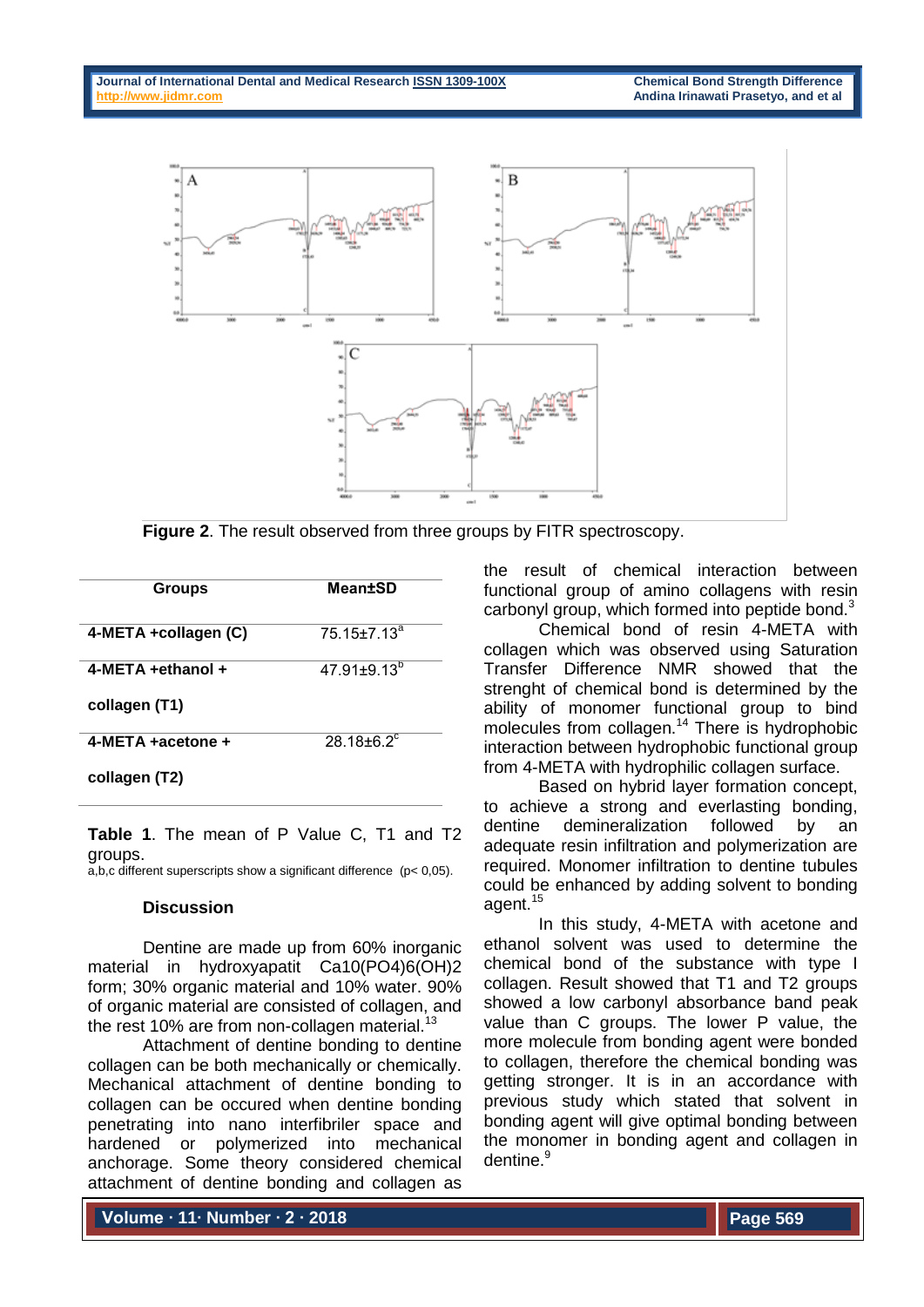Figure 2. The result observed from three groups by FITR spectroscopy.

| Groups | Mean±SD |
|---|---|
| 4-META +collagen (C) | 75.15±7.13[a] |
| 4-META +ethanol + collagen (T1) | 47.91±9.13[b] |
| 4-META +acetone + collagen (T2) | 28.18±6.2[c] |

**Table 1**. The mean of P Value C, T1 and T2 groups.
a,b,c different superscripts show a significant difference (p< 0,05).

### Discussion

Dentine are made up from 60% inorganic material in hydroxyapatit $Ca_{10}(PO_4)_6(OH)_2$ form; 30% organic material and 10% water. 90% of organic material are consisted of collagen, and the rest 10% are from non-collagen material.[13]

Attachment of dentine bonding to dentine collagen can be both mechanically or chemically. Mechanical attachment of dentine bonding to collagen can be occured when dentine bonding penetrating into nano interfibriler space and hardened or polymerized into mechanical anchorage. Some theory considered chemical attachment of dentine bonding and collagen as the result of chemical interaction between functional group of amino collagens with resin carbonyl group, which formed into peptide bond.[3]

Chemical bond of resin 4-META with collagen which was observed using Saturation Transfer Difference NMR showed that the strenght of chemical bond is determined by the ability of monomer functional group to bind molecules from collagen.[14] There is hydrophobic interaction between hydrophobic functional group from 4-META with hydrophilic collagen surface.

Based on hybrid layer formation concept, to achieve a strong and everlasting bonding, dentine demineralization followed by an adequate resin infiltration and polymerization are required. Monomer infiltration to dentine tubules could be enhanced by adding solvent to bonding agent.[15]

In this study, 4-META with acetone and ethanol solvent was used to determine the chemical bond of the substance with type I collagen. Result showed that T1 and T2 groups showed a low carbonyl absorbance band peak value than C groups. The lower P value, the more molecule from bonding agent were bonded to collagen, therefore the chemical bonding was getting stronger. It is in an accordance with previous study which stated that solvent in bonding agent will give optimal bonding between the monomer in bonding agent and collagen in dentine.[9]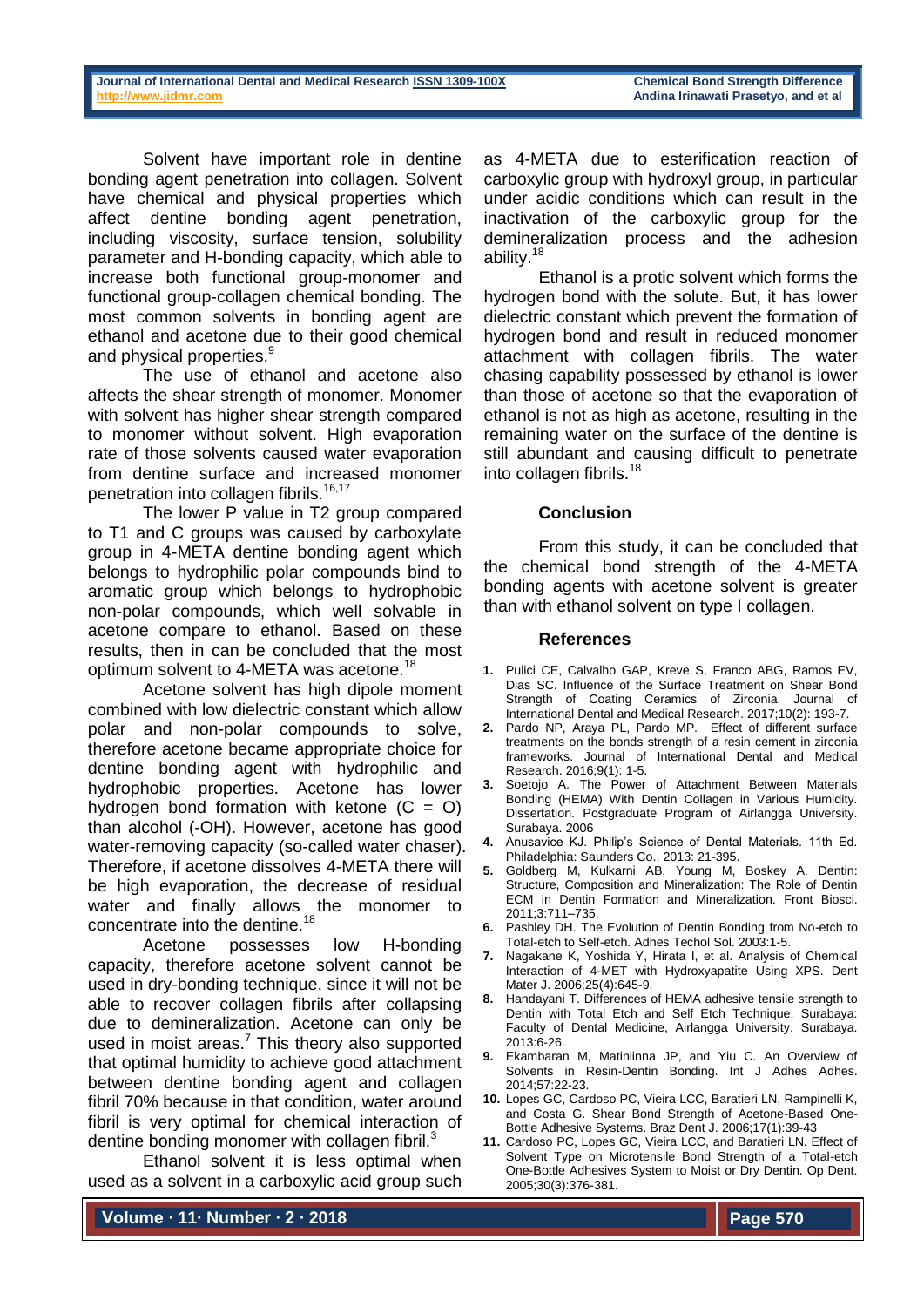Solvent have important role in dentine bonding agent penetration into collagen. Solvent have chemical and physical properties which affect dentine bonding agent penetration, including viscosity, surface tension, solubility parameter and H-bonding capacity, which able to increase both functional group-monomer and functional group-collagen chemical bonding. The most common solvents in bonding agent are ethanol and acetone due to their good chemical and physical properties.[9]

The use of ethanol and acetone also affects the shear strength of monomer. Monomer with solvent has higher shear strength compared to monomer without solvent. High evaporation rate of those solvents caused water evaporation from dentine surface and increased monomer penetration into collagen fibrils.[16,17]

The lower P value in T2 group compared to T1 and C groups was caused by carboxylate group in 4-META dentine bonding agent which belongs to hydrophilic polar compounds bind to aromatic group which belongs to hydrophobic non-polar compounds, which well solvable in acetone compare to ethanol. Based on these results, then in can be concluded that the most optimum solvent to 4-META was acetone.[18]

Acetone solvent has high dipole moment combined with low dielectric constant which allow polar and non-polar compounds to solve, therefore acetone became appropriate choice for dentine bonding agent with hydrophilic and hydrophobic properties. Acetone has lower hydrogen bond formation with ketone (C = O) than alcohol (-OH). However, acetone has good water-removing capacity (so-called water chaser). Therefore, if acetone dissolves 4-META there will be high evaporation, the decrease of residual water and finally allows the monomer to concentrate into the dentine.[18]

Acetone possesses low H-bonding capacity, therefore acetone solvent cannot be used in dry-bonding technique, since it will not be able to recover collagen fibrils after collapsing due to demineralization. Acetone can only be used in moist areas.[7] This theory also supported that optimal humidity to achieve good attachment between dentine bonding agent and collagen fibril 70% because in that condition, water around fibril is very optimal for chemical interaction of dentine bonding monomer with collagen fibril.[3]

Ethanol solvent it is less optimal when used as a solvent in a carboxylic acid group such as 4-META due to esterification reaction of carboxylic group with hydroxyl group, in particular under acidic conditions which can result in the inactivation of the carboxylic group for the demineralization process and the adhesion ability.[18]

Ethanol is a protic solvent which forms the hydrogen bond with the solute. But, it has lower dielectric constant which prevent the formation of hydrogen bond and result in reduced monomer attachment with collagen fibrils. The water chasing capability possessed by ethanol is lower than those of acetone so that the evaporation of ethanol is not as high as acetone, resulting in the remaining water on the surface of the dentine is still abundant and causing difficult to penetrate into collagen fibrils.[18]

## Conclusion

From this study, it can be concluded that the chemical bond strength of the 4-META bonding agents with acetone solvent is greater than with ethanol solvent on type I collagen.

## References

1. Pulici CE, Calvalho GAP, Kreve S, Franco ABG, Ramos EV, Dias SC. Influence of the Surface Treatment on Shear Bond Strength of Coating Ceramics of Zirconia. Journal of International Dental and Medical Research. 2017;10(2): 193-7.
2. Pardo NP, Araya PL, Pardo MP. Effect of different surface treatments on the bonds strength of a resin cement in zirconia frameworks. Journal of International Dental and Medical Research. 2016;9(1): 1-5.
3. Soetojo A. The Power of Attachment Between Materials Bonding (HEMA) With Dentin Collagen in Various Humidity. Dissertation. Postgraduate Program of Airlangga University. Surabaya. 2006
4. Anusavice KJ. Philip's Science of Dental Materials. 11th Ed. Philadelphia: Saunders Co., 2013: 21-395.
5. Goldberg M, Kulkarni AB, Young M, Boskey A. Dentin: Structure, Composition and Mineralization: The Role of Dentin ECM in Dentin Formation and Mineralization. Front Biosci. 2011;3:711–735.
6. Pashley DH. The Evolution of Dentin Bonding from No-etch to Total-etch to Self-etch. Adhes Techol Sol. 2003:1-5.
7. Nagakane K, Yoshida Y, Hirata I, et al. Analysis of Chemical Interaction of 4-MET with Hydroxyapatite Using XPS. Dent Mater J. 2006;25(4):645-9.
8. Handayani T. Differences of HEMA adhesive tensile strength to Dentin with Total Etch and Self Etch Technique. Surabaya: Faculty of Dental Medicine, Airlangga University, Surabaya. 2013:6-26.
9. Ekambaran M, Matinlinna JP, and Yiu C. An Overview of Solvents in Resin-Dentin Bonding. Int J Adhes Adhes. 2014;57:22-23.
10. Lopes GC, Cardoso PC, Vieira LCC, Baratieri LN, Rampinelli K, and Costa G. Shear Bond Strength of Acetone-Based One-Bottle Adhesive Systems. Braz Dent J. 2006;17(1):39-43
11. Cardoso PC, Lopes GC, Vieira LCC, and Baratieri LN. Effect of Solvent Type on Microtensile Bond Strength of a Total-etch One-Bottle Adhesives System to Moist or Dry Dentin. Op Dent. 2005;30(3):376-381.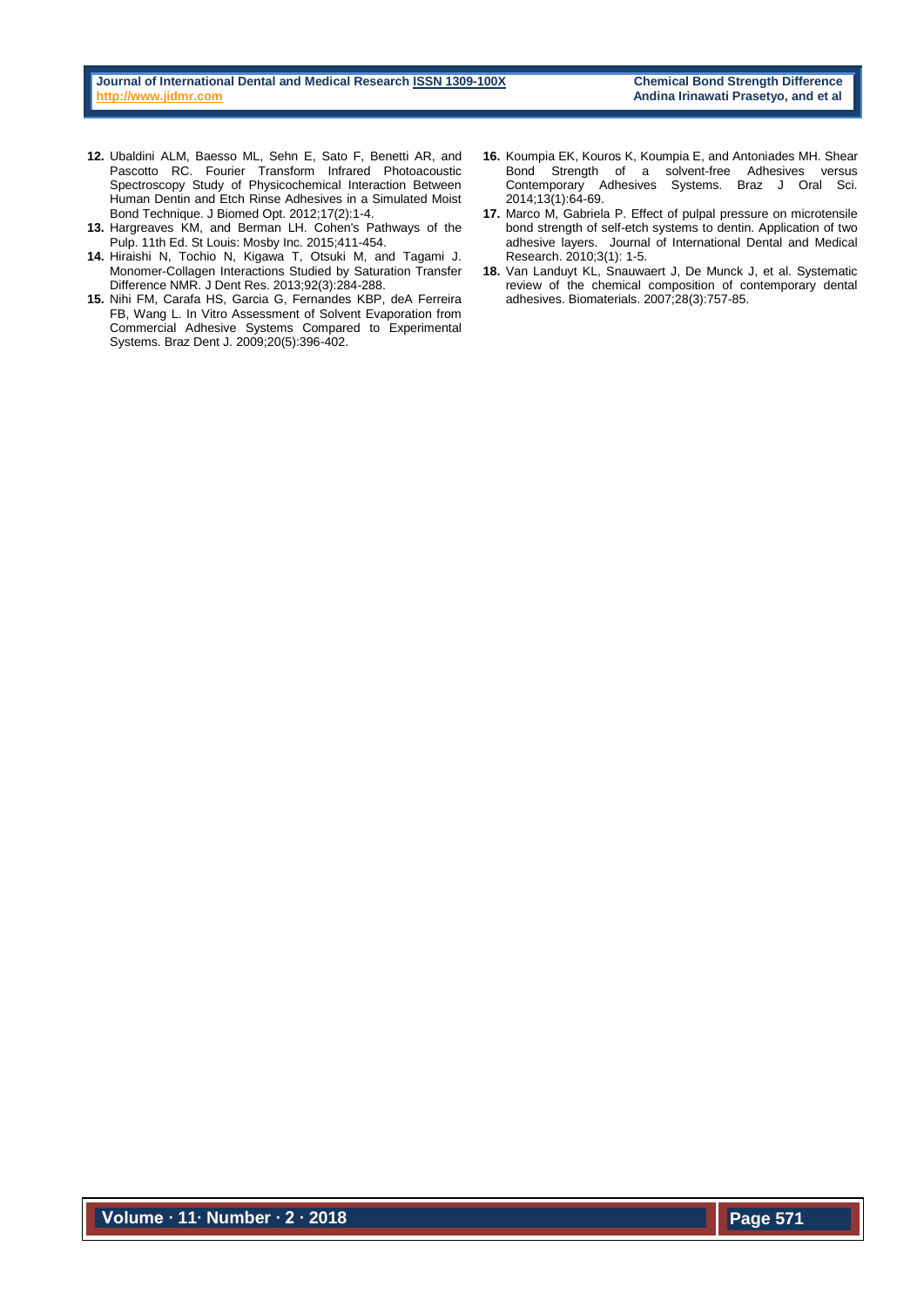12. Ubaldini ALM, Baesso ML, Sehn E, Sato F, Benetti AR, and Pascotto RC. Fourier Transform Infrared Photoacoustic Spectroscopy Study of Physicochemical Interaction Between Human Dentin and Etch Rinse Adhesives in a Simulated Moist Bond Technique. J Biomed Opt. 2012;17(2):1-4.
13. Hargreaves KM, and Berman LH. Cohen's Pathways of the Pulp. 11th Ed. St Louis: Mosby Inc. 2015;411-454.
14. Hiraishi N, Tochio N, Kigawa T, Otsuki M, and Tagami J. Monomer-Collagen Interactions Studied by Saturation Transfer Difference NMR. J Dent Res. 2013;92(3):284-288.
15. Nihi FM, Carafa HS, Garcia G, Fernandes KBP, deA Ferreira FB, Wang L. In Vitro Assessment of Solvent Evaporation from Commercial Adhesive Systems Compared to Experimental Systems. Braz Dent J. 2009;20(5):396-402.
16. Koumpia EK, Kouros K, Koumpia E, and Antoniades MH. Shear Bond Strength of a solvent-free Adhesives versus Contemporary Adhesives Systems. Braz J Oral Sci. 2014;13(1):64-69.
17. Marco M, Gabriela P. Effect of pulpal pressure on microtensile bond strength of self-etch systems to dentin. Application of two adhesive layers. Journal of International Dental and Medical Research. 2010;3(1): 1-5.
18. Van Landuyt KL, Snauwaert J, De Munck J, et al. Systematic review of the chemical composition of contemporary dental adhesives. Biomaterials. 2007;28(3):757-85.